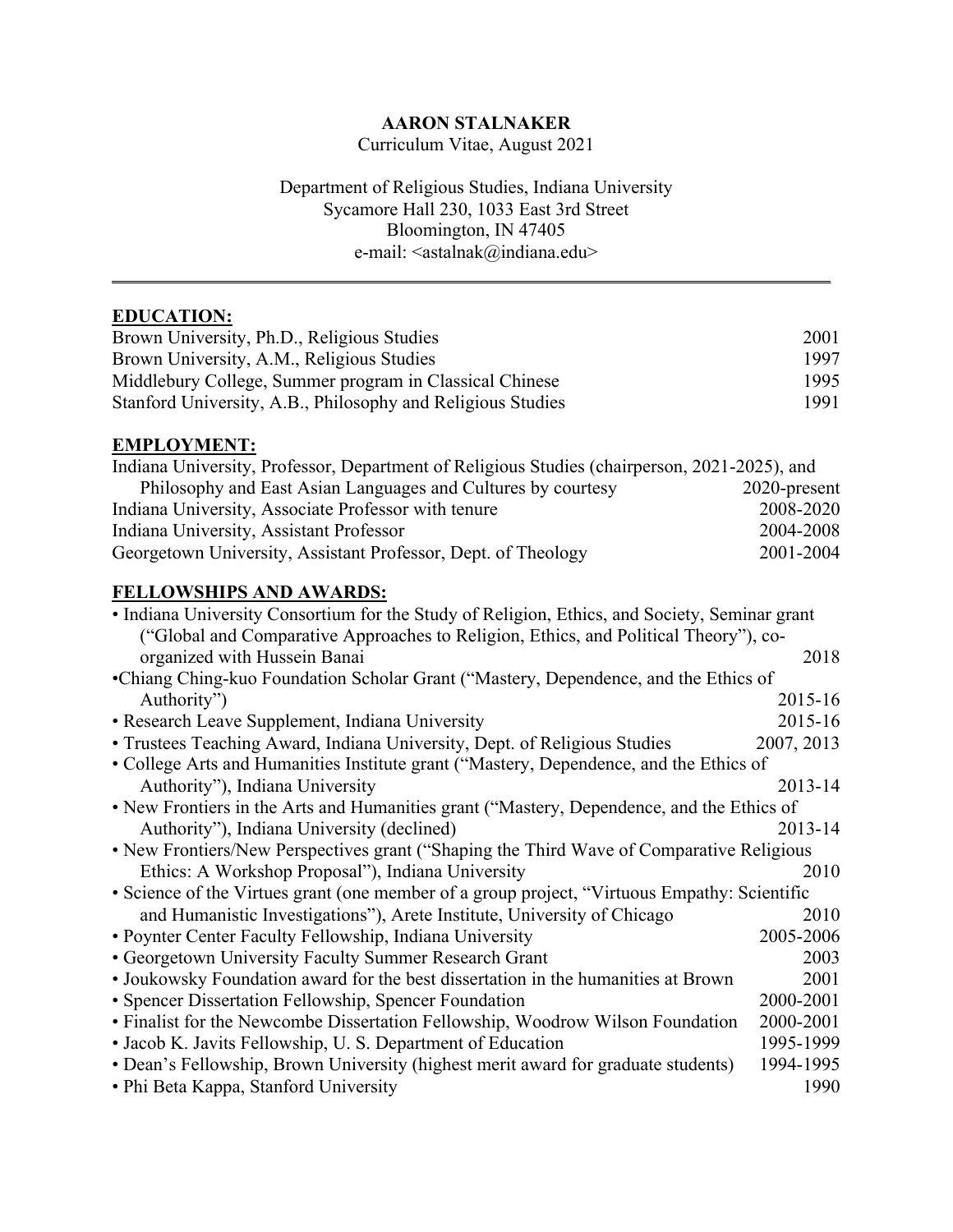# AARON STALNAKER

Curriculum Vitae, August 2021

Department of Religious Studies, Indiana University
Sycamore Hall 230, 1033 East 3rd Street
Bloomington, IN 47405
e-mail: <astalnak@indiana.edu>

---

## EDUCATION:

Brown University, Ph.D., Religious Studies — 2001
Brown University, A.M., Religious Studies — 1997
Middlebury College, Summer program in Classical Chinese — 1995
Stanford University, A.B., Philosophy and Religious Studies — 1991

## EMPLOYMENT:

Indiana University, Professor, Department of Religious Studies (chairperson, 2021-2025), and Philosophy and East Asian Languages and Cultures by courtesy — 2020-present
Indiana University, Associate Professor with tenure — 2008-2020
Indiana University, Assistant Professor — 2004-2008
Georgetown University, Assistant Professor, Dept. of Theology — 2001-2004

## FELLOWSHIPS AND AWARDS:

- Indiana University Consortium for the Study of Religion, Ethics, and Society, Seminar grant ("Global and Comparative Approaches to Religion, Ethics, and Political Theory"), co-organized with Hussein Banai — 2018
- Chiang Ching-kuo Foundation Scholar Grant ("Mastery, Dependence, and the Ethics of Authority") — 2015-16
- Research Leave Supplement, Indiana University — 2015-16
- Trustees Teaching Award, Indiana University, Dept. of Religious Studies — 2007, 2013
- College Arts and Humanities Institute grant ("Mastery, Dependence, and the Ethics of Authority"), Indiana University — 2013-14
- New Frontiers in the Arts and Humanities grant ("Mastery, Dependence, and the Ethics of Authority"), Indiana University (declined) — 2013-14
- New Frontiers/New Perspectives grant ("Shaping the Third Wave of Comparative Religious Ethics: A Workshop Proposal"), Indiana University — 2010
- Science of the Virtues grant (one member of a group project, "Virtuous Empathy: Scientific and Humanistic Investigations"), Arete Institute, University of Chicago — 2010
- Poynter Center Faculty Fellowship, Indiana University — 2005-2006
- Georgetown University Faculty Summer Research Grant — 2003
- Joukowsky Foundation award for the best dissertation in the humanities at Brown — 2001
- Spencer Dissertation Fellowship, Spencer Foundation — 2000-2001
- Finalist for the Newcombe Dissertation Fellowship, Woodrow Wilson Foundation — 2000-2001
- Jacob K. Javits Fellowship, U. S. Department of Education — 1995-1999
- Dean's Fellowship, Brown University (highest merit award for graduate students) — 1994-1995
- Phi Beta Kappa, Stanford University — 1990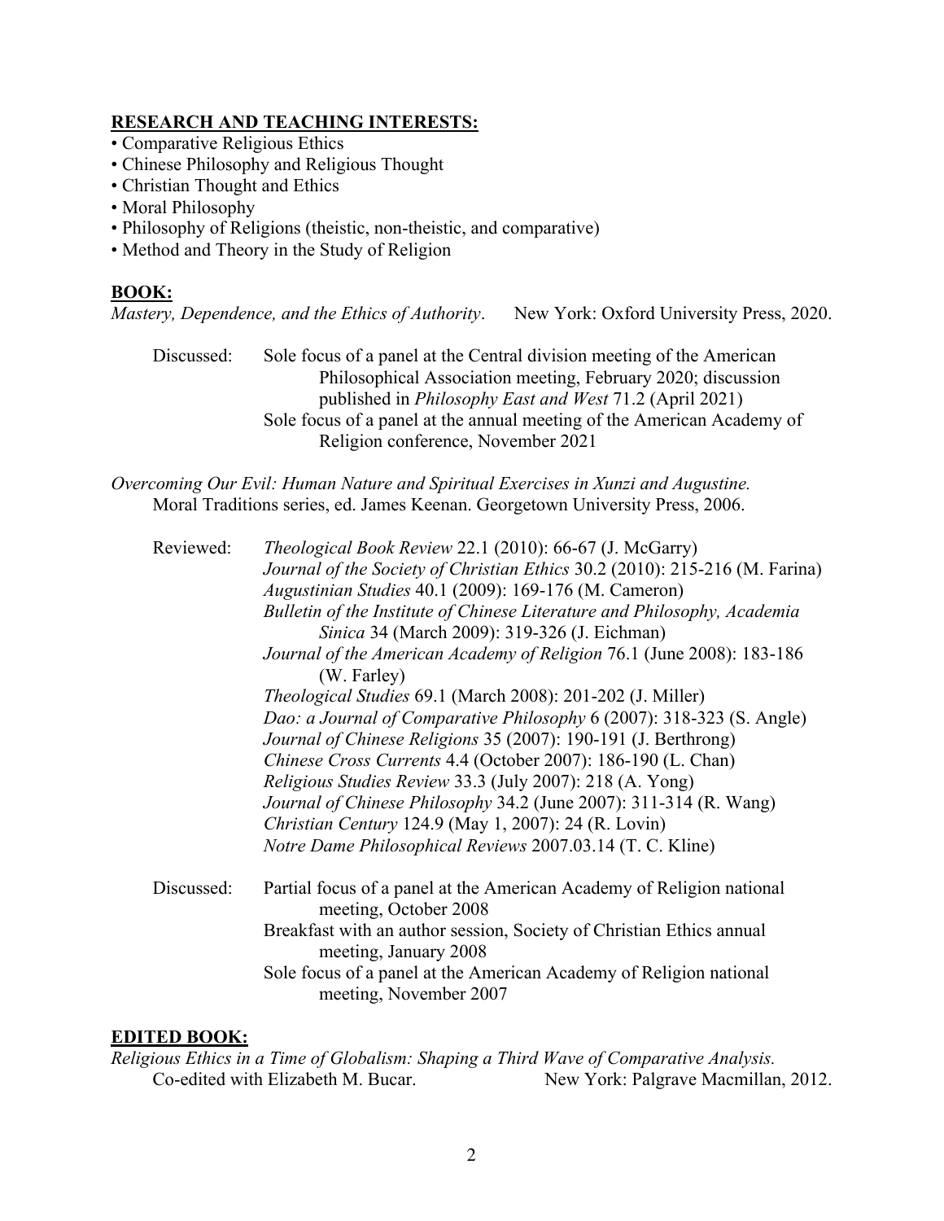## RESEARCH AND TEACHING INTERESTS:

- Comparative Religious Ethics
- Chinese Philosophy and Religious Thought
- Christian Thought and Ethics
- Moral Philosophy
- Philosophy of Religions (theistic, non-theistic, and comparative)
- Method and Theory in the Study of Religion

## BOOK:

*Mastery, Dependence, and the Ethics of Authority*. New York: Oxford University Press, 2020.

Discussed: Sole focus of a panel at the Central division meeting of the American Philosophical Association meeting, February 2020; discussion published in *Philosophy East and West* 71.2 (April 2021)
Sole focus of a panel at the annual meeting of the American Academy of Religion conference, November 2021

*Overcoming Our Evil: Human Nature and Spiritual Exercises in Xunzi and Augustine.* Moral Traditions series, ed. James Keenan. Georgetown University Press, 2006.

Reviewed:
*Theological Book Review* 22.1 (2010): 66-67 (J. McGarry)
*Journal of the Society of Christian Ethics* 30.2 (2010): 215-216 (M. Farina)
*Augustinian Studies* 40.1 (2009): 169-176 (M. Cameron)
*Bulletin of the Institute of Chinese Literature and Philosophy, Academia Sinica* 34 (March 2009): 319-326 (J. Eichman)
*Journal of the American Academy of Religion* 76.1 (June 2008): 183-186 (W. Farley)
*Theological Studies* 69.1 (March 2008): 201-202 (J. Miller)
*Dao: a Journal of Comparative Philosophy* 6 (2007): 318-323 (S. Angle)
*Journal of Chinese Religions* 35 (2007): 190-191 (J. Berthrong)
*Chinese Cross Currents* 4.4 (October 2007): 186-190 (L. Chan)
*Religious Studies Review* 33.3 (July 2007): 218 (A. Yong)
*Journal of Chinese Philosophy* 34.2 (June 2007): 311-314 (R. Wang)
*Christian Century* 124.9 (May 1, 2007): 24 (R. Lovin)
*Notre Dame Philosophical Reviews* 2007.03.14 (T. C. Kline)

Discussed:
Partial focus of a panel at the American Academy of Religion national meeting, October 2008
Breakfast with an author session, Society of Christian Ethics annual meeting, January 2008
Sole focus of a panel at the American Academy of Religion national meeting, November 2007

## EDITED BOOK:

*Religious Ethics in a Time of Globalism: Shaping a Third Wave of Comparative Analysis.* Co-edited with Elizabeth M. Bucar. New York: Palgrave Macmillan, 2012.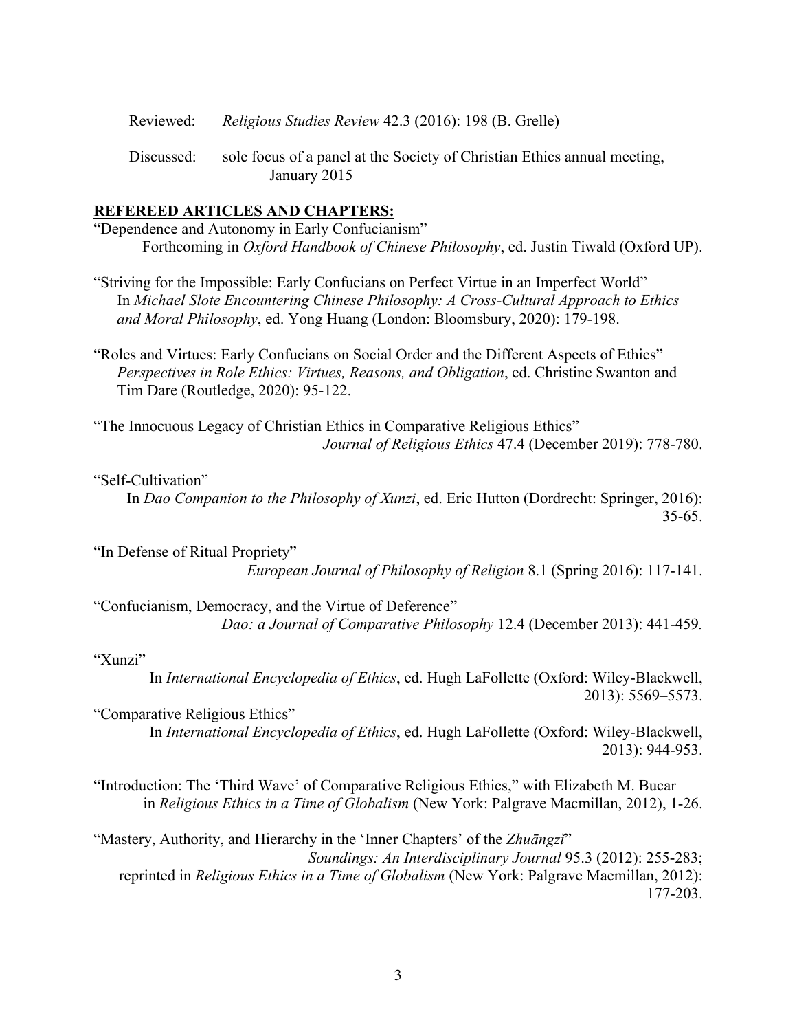Reviewed: *Religious Studies Review* 42.3 (2016): 198 (B. Grelle)

Discussed: sole focus of a panel at the Society of Christian Ethics annual meeting, January 2015

## **REFEREED ARTICLES AND CHAPTERS:**

"Dependence and Autonomy in Early Confucianism"
Forthcoming in *Oxford Handbook of Chinese Philosophy*, ed. Justin Tiwald (Oxford UP).

"Striving for the Impossible: Early Confucians on Perfect Virtue in an Imperfect World"
In *Michael Slote Encountering Chinese Philosophy: A Cross-Cultural Approach to Ethics and Moral Philosophy*, ed. Yong Huang (London: Bloomsbury, 2020): 179-198.

"Roles and Virtues: Early Confucians on Social Order and the Different Aspects of Ethics"
*Perspectives in Role Ethics: Virtues, Reasons, and Obligation*, ed. Christine Swanton and Tim Dare (Routledge, 2020): 95-122.

"The Innocuous Legacy of Christian Ethics in Comparative Religious Ethics"
*Journal of Religious Ethics* 47.4 (December 2019): 778-780.

"Self-Cultivation"
In *Dao Companion to the Philosophy of Xunzi*, ed. Eric Hutton (Dordrecht: Springer, 2016): 35-65.

"In Defense of Ritual Propriety"
*European Journal of Philosophy of Religion* 8.1 (Spring 2016): 117-141.

"Confucianism, Democracy, and the Virtue of Deference"
*Dao: a Journal of Comparative Philosophy* 12.4 (December 2013): 441-459.

"Xunzi"
In *International Encyclopedia of Ethics*, ed. Hugh LaFollette (Oxford: Wiley-Blackwell, 2013): 5569–5573.

"Comparative Religious Ethics"
In *International Encyclopedia of Ethics*, ed. Hugh LaFollette (Oxford: Wiley-Blackwell, 2013): 944-953.

"Introduction: The 'Third Wave' of Comparative Religious Ethics," with Elizabeth M. Bucar
in *Religious Ethics in a Time of Globalism* (New York: Palgrave Macmillan, 2012), 1-26.

"Mastery, Authority, and Hierarchy in the 'Inner Chapters' of the *Zhuāngzǐ*"
*Soundings: An Interdisciplinary Journal* 95.3 (2012): 255-283;
reprinted in *Religious Ethics in a Time of Globalism* (New York: Palgrave Macmillan, 2012): 177-203.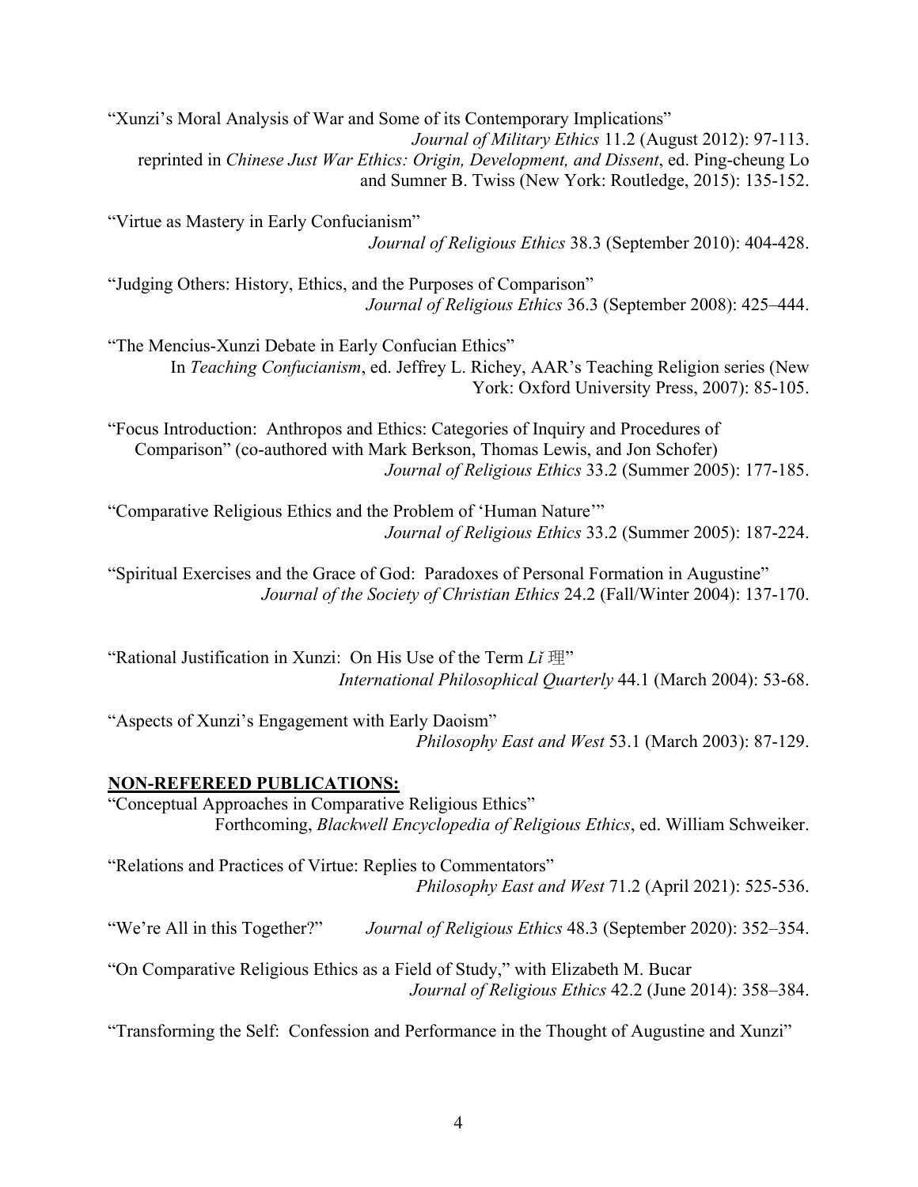"Xunzi's Moral Analysis of War and Some of its Contemporary Implications"
*Journal of Military Ethics* 11.2 (August 2012): 97-113.
reprinted in *Chinese Just War Ethics: Origin, Development, and Dissent*, ed. Ping-cheung Lo and Sumner B. Twiss (New York: Routledge, 2015): 135-152.

"Virtue as Mastery in Early Confucianism"
*Journal of Religious Ethics* 38.3 (September 2010): 404-428.

"Judging Others: History, Ethics, and the Purposes of Comparison"
*Journal of Religious Ethics* 36.3 (September 2008): 425–444.

"The Mencius-Xunzi Debate in Early Confucian Ethics"
In *Teaching Confucianism*, ed. Jeffrey L. Richey, AAR's Teaching Religion series (New York: Oxford University Press, 2007): 85-105.

"Focus Introduction: Anthropos and Ethics: Categories of Inquiry and Procedures of Comparison" (co-authored with Mark Berkson, Thomas Lewis, and Jon Schofer)
*Journal of Religious Ethics* 33.2 (Summer 2005): 177-185.

"Comparative Religious Ethics and the Problem of 'Human Nature'"
*Journal of Religious Ethics* 33.2 (Summer 2005): 187-224.

"Spiritual Exercises and the Grace of God: Paradoxes of Personal Formation in Augustine"
*Journal of the Society of Christian Ethics* 24.2 (Fall/Winter 2004): 137-170.

"Rational Justification in Xunzi: On His Use of the Term *Lǐ* 理"
*International Philosophical Quarterly* 44.1 (March 2004): 53-68.

"Aspects of Xunzi's Engagement with Early Daoism"
*Philosophy East and West* 53.1 (March 2003): 87-129.

**NON-REFEREED PUBLICATIONS:**

"Conceptual Approaches in Comparative Religious Ethics"
Forthcoming, *Blackwell Encyclopedia of Religious Ethics*, ed. William Schweiker.

"Relations and Practices of Virtue: Replies to Commentators"
*Philosophy East and West* 71.2 (April 2021): 525-536.

"We're All in this Together?" *Journal of Religious Ethics* 48.3 (September 2020): 352–354.

"On Comparative Religious Ethics as a Field of Study," with Elizabeth M. Bucar
*Journal of Religious Ethics* 42.2 (June 2014): 358–384.

"Transforming the Self: Confession and Performance in the Thought of Augustine and Xunzi"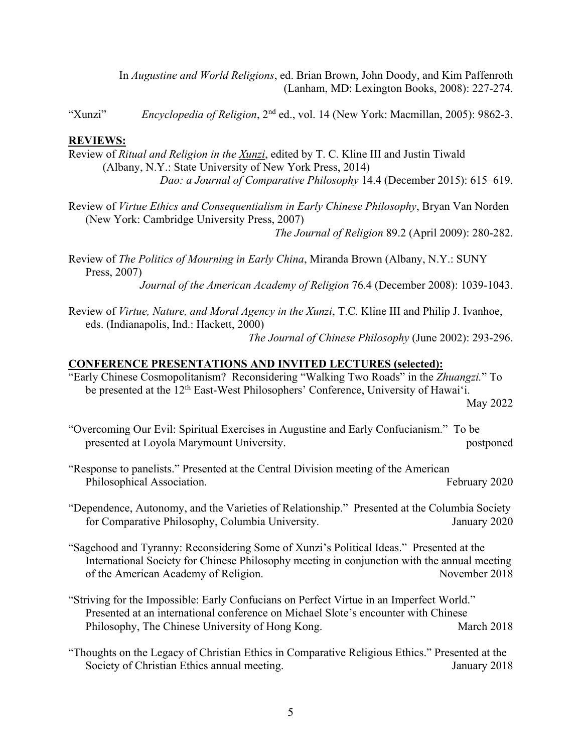In *Augustine and World Religions*, ed. Brian Brown, John Doody, and Kim Paffenroth (Lanham, MD: Lexington Books, 2008): 227-274.

"Xunzi" *Encyclopedia of Religion*, 2nd ed., vol. 14 (New York: Macmillan, 2005): 9862-3.

**REVIEWS:**

Review of *Ritual and Religion in the Xunzi*, edited by T. C. Kline III and Justin Tiwald (Albany, N.Y.: State University of New York Press, 2014)
*Dao: a Journal of Comparative Philosophy* 14.4 (December 2015): 615–619.

Review of *Virtue Ethics and Consequentialism in Early Chinese Philosophy*, Bryan Van Norden (New York: Cambridge University Press, 2007)
*The Journal of Religion* 89.2 (April 2009): 280-282.

Review of *The Politics of Mourning in Early China*, Miranda Brown (Albany, N.Y.: SUNY Press, 2007)
*Journal of the American Academy of Religion* 76.4 (December 2008): 1039-1043.

Review of *Virtue, Nature, and Moral Agency in the Xunzi*, T.C. Kline III and Philip J. Ivanhoe, eds. (Indianapolis, Ind.: Hackett, 2000)
*The Journal of Chinese Philosophy* (June 2002): 293-296.

**CONFERENCE PRESENTATIONS AND INVITED LECTURES (selected):**

"Early Chinese Cosmopolitanism? Reconsidering "Walking Two Roads" in the *Zhuangzi.*" To be presented at the 12th East-West Philosophers' Conference, University of Hawai'i. May 2022

"Overcoming Our Evil: Spiritual Exercises in Augustine and Early Confucianism." To be presented at Loyola Marymount University. postponed

"Response to panelists." Presented at the Central Division meeting of the American Philosophical Association. February 2020

"Dependence, Autonomy, and the Varieties of Relationship." Presented at the Columbia Society for Comparative Philosophy, Columbia University. January 2020

"Sagehood and Tyranny: Reconsidering Some of Xunzi's Political Ideas." Presented at the International Society for Chinese Philosophy meeting in conjunction with the annual meeting of the American Academy of Religion. November 2018

"Striving for the Impossible: Early Confucians on Perfect Virtue in an Imperfect World." Presented at an international conference on Michael Slote's encounter with Chinese Philosophy, The Chinese University of Hong Kong. March 2018

"Thoughts on the Legacy of Christian Ethics in Comparative Religious Ethics." Presented at the Society of Christian Ethics annual meeting. January 2018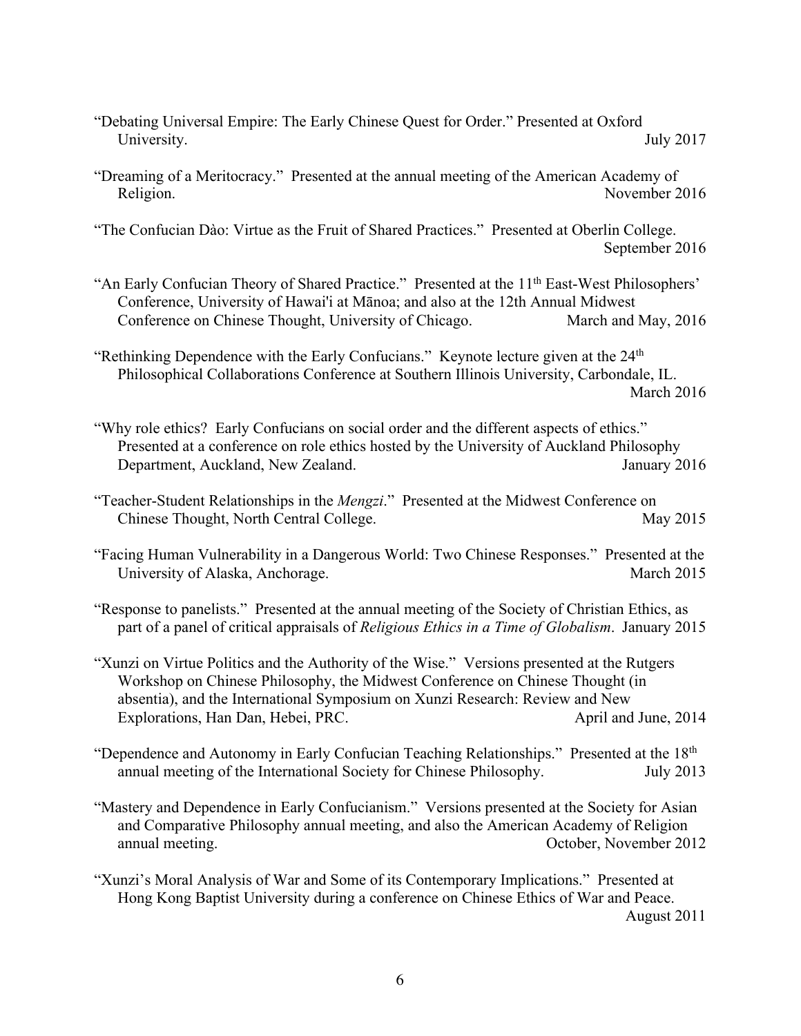"Debating Universal Empire: The Early Chinese Quest for Order." Presented at Oxford University. July 2017

"Dreaming of a Meritocracy." Presented at the annual meeting of the American Academy of Religion. November 2016

"The Confucian Dào: Virtue as the Fruit of Shared Practices." Presented at Oberlin College. September 2016

"An Early Confucian Theory of Shared Practice." Presented at the 11th East-West Philosophers' Conference, University of Hawai'i at Mānoa; and also at the 12th Annual Midwest Conference on Chinese Thought, University of Chicago. March and May, 2016

"Rethinking Dependence with the Early Confucians." Keynote lecture given at the 24th Philosophical Collaborations Conference at Southern Illinois University, Carbondale, IL. March 2016

"Why role ethics? Early Confucians on social order and the different aspects of ethics." Presented at a conference on role ethics hosted by the University of Auckland Philosophy Department, Auckland, New Zealand. January 2016

"Teacher-Student Relationships in the *Mengzi*." Presented at the Midwest Conference on Chinese Thought, North Central College. May 2015

"Facing Human Vulnerability in a Dangerous World: Two Chinese Responses." Presented at the University of Alaska, Anchorage. March 2015

"Response to panelists." Presented at the annual meeting of the Society of Christian Ethics, as part of a panel of critical appraisals of *Religious Ethics in a Time of Globalism*. January 2015

"Xunzi on Virtue Politics and the Authority of the Wise." Versions presented at the Rutgers Workshop on Chinese Philosophy, the Midwest Conference on Chinese Thought (in absentia), and the International Symposium on Xunzi Research: Review and New Explorations, Han Dan, Hebei, PRC. April and June, 2014

"Dependence and Autonomy in Early Confucian Teaching Relationships." Presented at the 18th annual meeting of the International Society for Chinese Philosophy. July 2013

"Mastery and Dependence in Early Confucianism." Versions presented at the Society for Asian and Comparative Philosophy annual meeting, and also the American Academy of Religion annual meeting. October, November 2012

"Xunzi's Moral Analysis of War and Some of its Contemporary Implications." Presented at Hong Kong Baptist University during a conference on Chinese Ethics of War and Peace. August 2011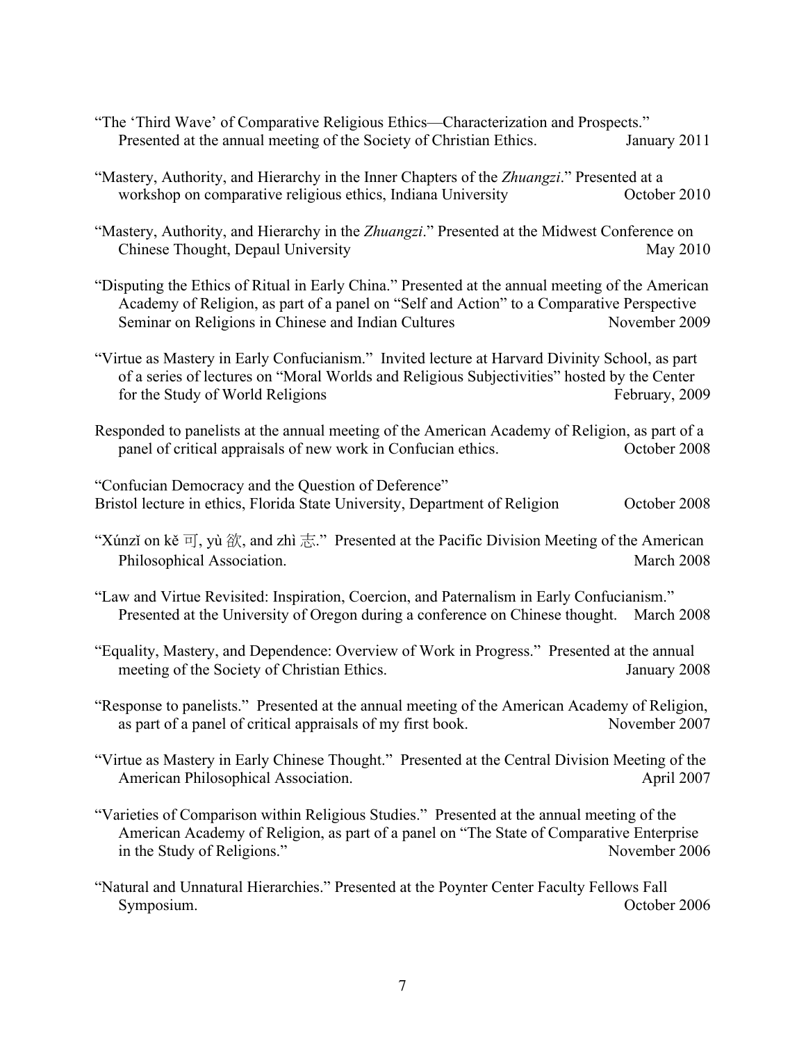"The 'Third Wave' of Comparative Religious Ethics—Characterization and Prospects." Presented at the annual meeting of the Society of Christian Ethics. January 2011

"Mastery, Authority, and Hierarchy in the Inner Chapters of the *Zhuangzi*." Presented at a workshop on comparative religious ethics, Indiana University October 2010

"Mastery, Authority, and Hierarchy in the *Zhuangzi*." Presented at the Midwest Conference on Chinese Thought, Depaul University May 2010

"Disputing the Ethics of Ritual in Early China." Presented at the annual meeting of the American Academy of Religion, as part of a panel on "Self and Action" to a Comparative Perspective Seminar on Religions in Chinese and Indian Cultures November 2009

"Virtue as Mastery in Early Confucianism." Invited lecture at Harvard Divinity School, as part of a series of lectures on "Moral Worlds and Religious Subjectivities" hosted by the Center for the Study of World Religions February, 2009

Responded to panelists at the annual meeting of the American Academy of Religion, as part of a panel of critical appraisals of new work in Confucian ethics. October 2008

"Confucian Democracy and the Question of Deference"
Bristol lecture in ethics, Florida State University, Department of Religion October 2008

"Xúnzǐ on kě 可, yù 欲, and zhì 志." Presented at the Pacific Division Meeting of the American Philosophical Association. March 2008

"Law and Virtue Revisited: Inspiration, Coercion, and Paternalism in Early Confucianism." Presented at the University of Oregon during a conference on Chinese thought. March 2008

"Equality, Mastery, and Dependence: Overview of Work in Progress." Presented at the annual meeting of the Society of Christian Ethics. January 2008

"Response to panelists." Presented at the annual meeting of the American Academy of Religion, as part of a panel of critical appraisals of my first book. November 2007

"Virtue as Mastery in Early Chinese Thought." Presented at the Central Division Meeting of the American Philosophical Association. April 2007

"Varieties of Comparison within Religious Studies." Presented at the annual meeting of the American Academy of Religion, as part of a panel on "The State of Comparative Enterprise in the Study of Religions." November 2006

"Natural and Unnatural Hierarchies." Presented at the Poynter Center Faculty Fellows Fall Symposium. October 2006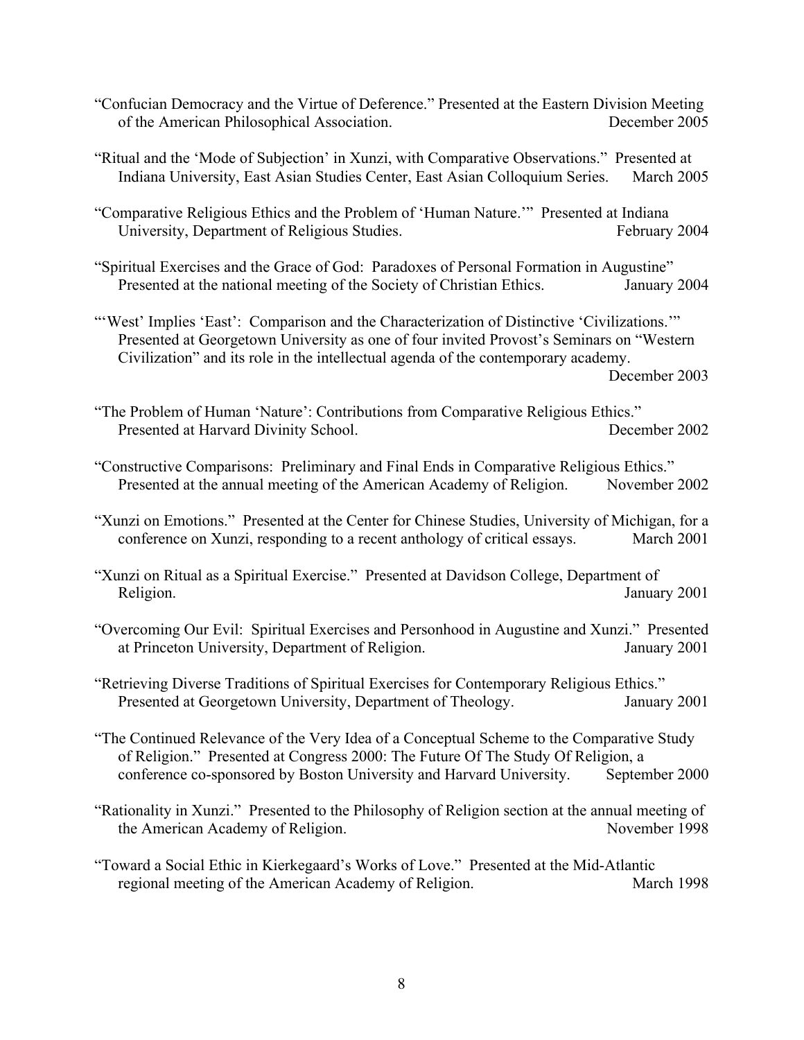"Confucian Democracy and the Virtue of Deference." Presented at the Eastern Division Meeting of the American Philosophical Association. December 2005

"Ritual and the 'Mode of Subjection' in Xunzi, with Comparative Observations." Presented at Indiana University, East Asian Studies Center, East Asian Colloquium Series. March 2005

"Comparative Religious Ethics and the Problem of 'Human Nature.'" Presented at Indiana University, Department of Religious Studies. February 2004

"Spiritual Exercises and the Grace of God: Paradoxes of Personal Formation in Augustine" Presented at the national meeting of the Society of Christian Ethics. January 2004

"'West' Implies 'East': Comparison and the Characterization of Distinctive 'Civilizations.'" Presented at Georgetown University as one of four invited Provost's Seminars on "Western Civilization" and its role in the intellectual agenda of the contemporary academy. December 2003

"The Problem of Human 'Nature': Contributions from Comparative Religious Ethics." Presented at Harvard Divinity School. December 2002

"Constructive Comparisons: Preliminary and Final Ends in Comparative Religious Ethics." Presented at the annual meeting of the American Academy of Religion. November 2002

"Xunzi on Emotions." Presented at the Center for Chinese Studies, University of Michigan, for a conference on Xunzi, responding to a recent anthology of critical essays. March 2001

"Xunzi on Ritual as a Spiritual Exercise." Presented at Davidson College, Department of Religion. January 2001

"Overcoming Our Evil: Spiritual Exercises and Personhood in Augustine and Xunzi." Presented at Princeton University, Department of Religion. January 2001

"Retrieving Diverse Traditions of Spiritual Exercises for Contemporary Religious Ethics." Presented at Georgetown University, Department of Theology. January 2001

"The Continued Relevance of the Very Idea of a Conceptual Scheme to the Comparative Study of Religion." Presented at Congress 2000: The Future Of The Study Of Religion, a conference co-sponsored by Boston University and Harvard University. September 2000

"Rationality in Xunzi." Presented to the Philosophy of Religion section at the annual meeting of the American Academy of Religion. November 1998

"Toward a Social Ethic in Kierkegaard's Works of Love." Presented at the Mid-Atlantic regional meeting of the American Academy of Religion. March 1998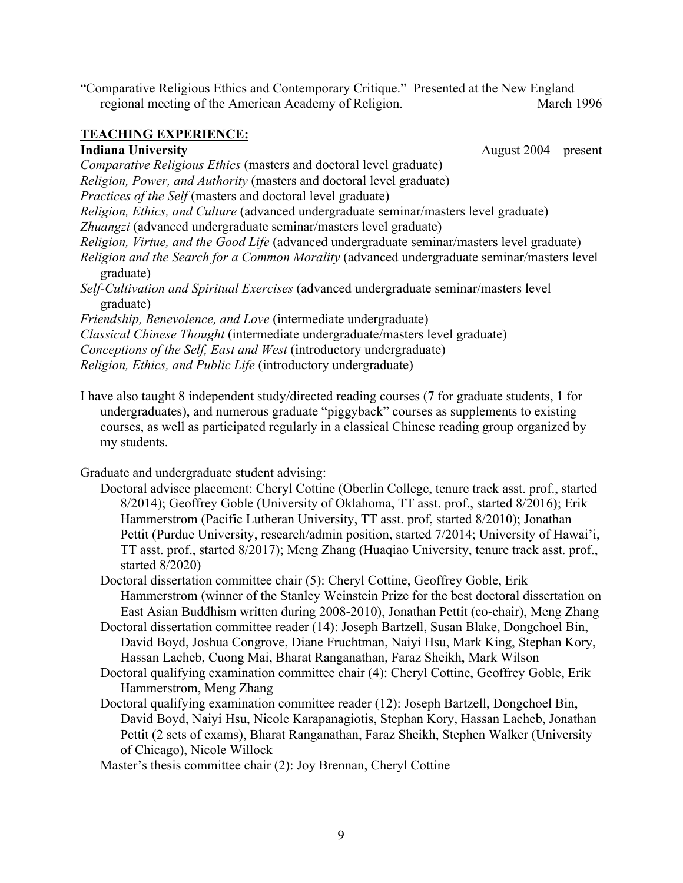"Comparative Religious Ethics and Contemporary Critique." Presented at the New England regional meeting of the American Academy of Religion. March 1996

## TEACHING EXPERIENCE:

**Indiana University** August 2004 – present

*Comparative Religious Ethics* (masters and doctoral level graduate)
*Religion, Power, and Authority* (masters and doctoral level graduate)
*Practices of the Self* (masters and doctoral level graduate)
*Religion, Ethics, and Culture* (advanced undergraduate seminar/masters level graduate)
*Zhuangzi* (advanced undergraduate seminar/masters level graduate)
*Religion, Virtue, and the Good Life* (advanced undergraduate seminar/masters level graduate)
*Religion and the Search for a Common Morality* (advanced undergraduate seminar/masters level graduate)
*Self-Cultivation and Spiritual Exercises* (advanced undergraduate seminar/masters level graduate)
*Friendship, Benevolence, and Love* (intermediate undergraduate)
*Classical Chinese Thought* (intermediate undergraduate/masters level graduate)
*Conceptions of the Self, East and West* (introductory undergraduate)
*Religion, Ethics, and Public Life* (introductory undergraduate)

I have also taught 8 independent study/directed reading courses (7 for graduate students, 1 for undergraduates), and numerous graduate "piggyback" courses as supplements to existing courses, as well as participated regularly in a classical Chinese reading group organized by my students.

Graduate and undergraduate student advising:

- Doctoral advisee placement: Cheryl Cottine (Oberlin College, tenure track asst. prof., started 8/2014); Geoffrey Goble (University of Oklahoma, TT asst. prof., started 8/2016); Erik Hammerstrom (Pacific Lutheran University, TT asst. prof, started 8/2010); Jonathan Pettit (Purdue University, research/admin position, started 7/2014; University of Hawai'i, TT asst. prof., started 8/2017); Meng Zhang (Huaqiao University, tenure track asst. prof., started 8/2020)
- Doctoral dissertation committee chair (5): Cheryl Cottine, Geoffrey Goble, Erik Hammerstrom (winner of the Stanley Weinstein Prize for the best doctoral dissertation on East Asian Buddhism written during 2008-2010), Jonathan Pettit (co-chair), Meng Zhang
- Doctoral dissertation committee reader (14): Joseph Bartzell, Susan Blake, Dongchoel Bin, David Boyd, Joshua Congrove, Diane Fruchtman, Naiyi Hsu, Mark King, Stephan Kory, Hassan Lacheb, Cuong Mai, Bharat Ranganathan, Faraz Sheikh, Mark Wilson
- Doctoral qualifying examination committee chair (4): Cheryl Cottine, Geoffrey Goble, Erik Hammerstrom, Meng Zhang
- Doctoral qualifying examination committee reader (12): Joseph Bartzell, Dongchoel Bin, David Boyd, Naiyi Hsu, Nicole Karapanagiotis, Stephan Kory, Hassan Lacheb, Jonathan Pettit (2 sets of exams), Bharat Ranganathan, Faraz Sheikh, Stephen Walker (University of Chicago), Nicole Willock
- Master's thesis committee chair (2): Joy Brennan, Cheryl Cottine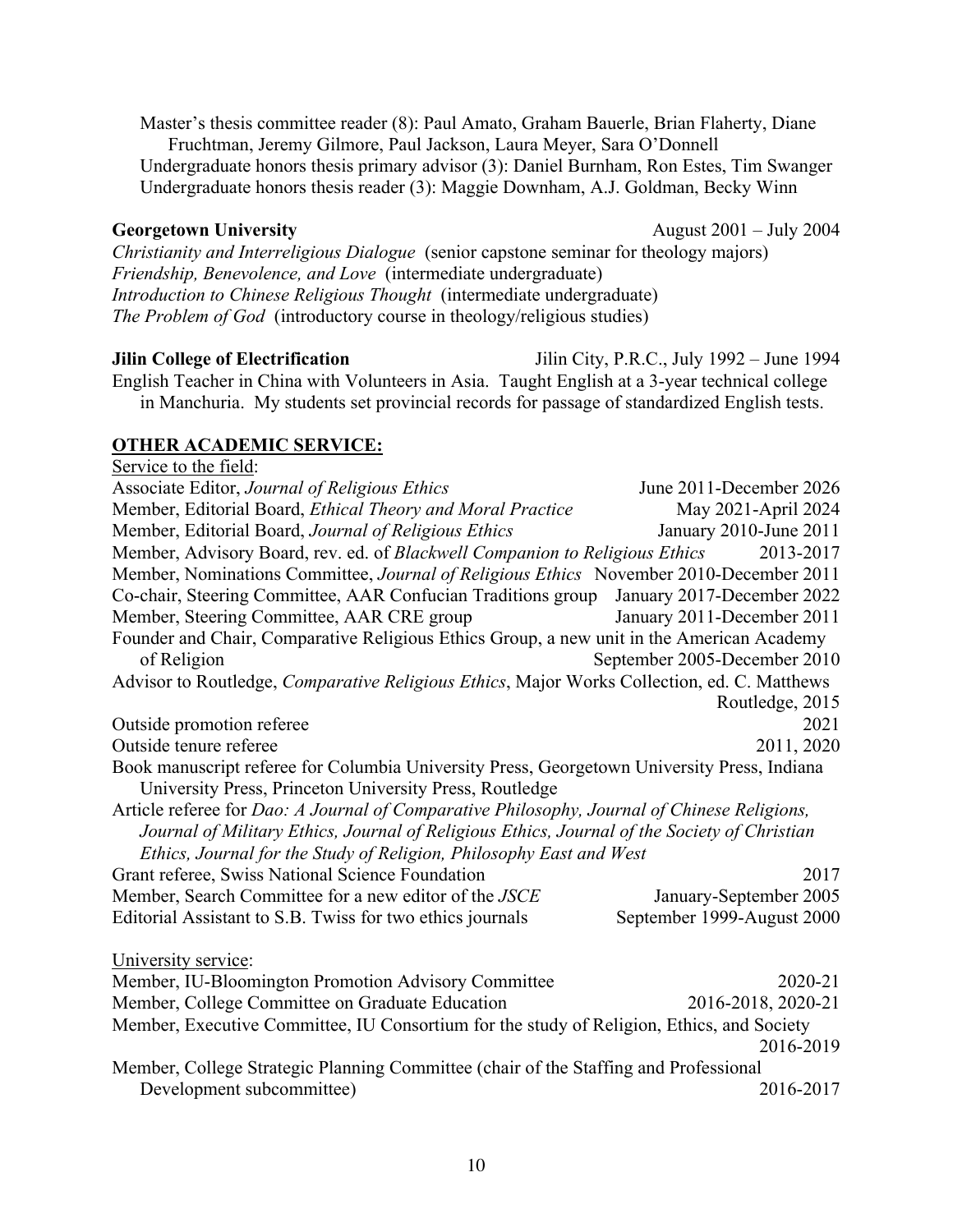Master's thesis committee reader (8): Paul Amato, Graham Bauerle, Brian Flaherty, Diane Fruchtman, Jeremy Gilmore, Paul Jackson, Laura Meyer, Sara O'Donnell
Undergraduate honors thesis primary advisor (3): Daniel Burnham, Ron Estes, Tim Swanger
Undergraduate honors thesis reader (3): Maggie Downham, A.J. Goldman, Becky Winn

**Georgetown University** August 2001 – July 2004

*Christianity and Interreligious Dialogue* (senior capstone seminar for theology majors)
*Friendship, Benevolence, and Love* (intermediate undergraduate)
*Introduction to Chinese Religious Thought* (intermediate undergraduate)
*The Problem of God* (introductory course in theology/religious studies)

**Jilin College of Electrification** Jilin City, P.R.C., July 1992 – June 1994

English Teacher in China with Volunteers in Asia. Taught English at a 3-year technical college in Manchuria. My students set provincial records for passage of standardized English tests.

## OTHER ACADEMIC SERVICE:

Service to the field:

Associate Editor, *Journal of Religious Ethics* June 2011-December 2026
Member, Editorial Board, *Ethical Theory and Moral Practice* May 2021-April 2024
Member, Editorial Board, *Journal of Religious Ethics* January 2010-June 2011
Member, Advisory Board, rev. ed. of *Blackwell Companion to Religious Ethics* 2013-2017
Member, Nominations Committee, *Journal of Religious Ethics* November 2010-December 2011
Co-chair, Steering Committee, AAR Confucian Traditions group January 2017-December 2022
Member, Steering Committee, AAR CRE group January 2011-December 2011
Founder and Chair, Comparative Religious Ethics Group, a new unit in the American Academy of Religion September 2005-December 2010
Advisor to Routledge, *Comparative Religious Ethics*, Major Works Collection, ed. C. Matthews Routledge, 2015
Outside promotion referee 2021
Outside tenure referee 2011, 2020
Book manuscript referee for Columbia University Press, Georgetown University Press, Indiana University Press, Princeton University Press, Routledge
Article referee for *Dao: A Journal of Comparative Philosophy, Journal of Chinese Religions, Journal of Military Ethics, Journal of Religious Ethics, Journal of the Society of Christian Ethics, Journal for the Study of Religion, Philosophy East and West*
Grant referee, Swiss National Science Foundation 2017
Member, Search Committee for a new editor of the *JSCE* January-September 2005
Editorial Assistant to S.B. Twiss for two ethics journals September 1999-August 2000

University service:

Member, IU-Bloomington Promotion Advisory Committee 2020-21
Member, College Committee on Graduate Education 2016-2018, 2020-21
Member, Executive Committee, IU Consortium for the study of Religion, Ethics, and Society 2016-2019
Member, College Strategic Planning Committee (chair of the Staffing and Professional Development subcommittee) 2016-2017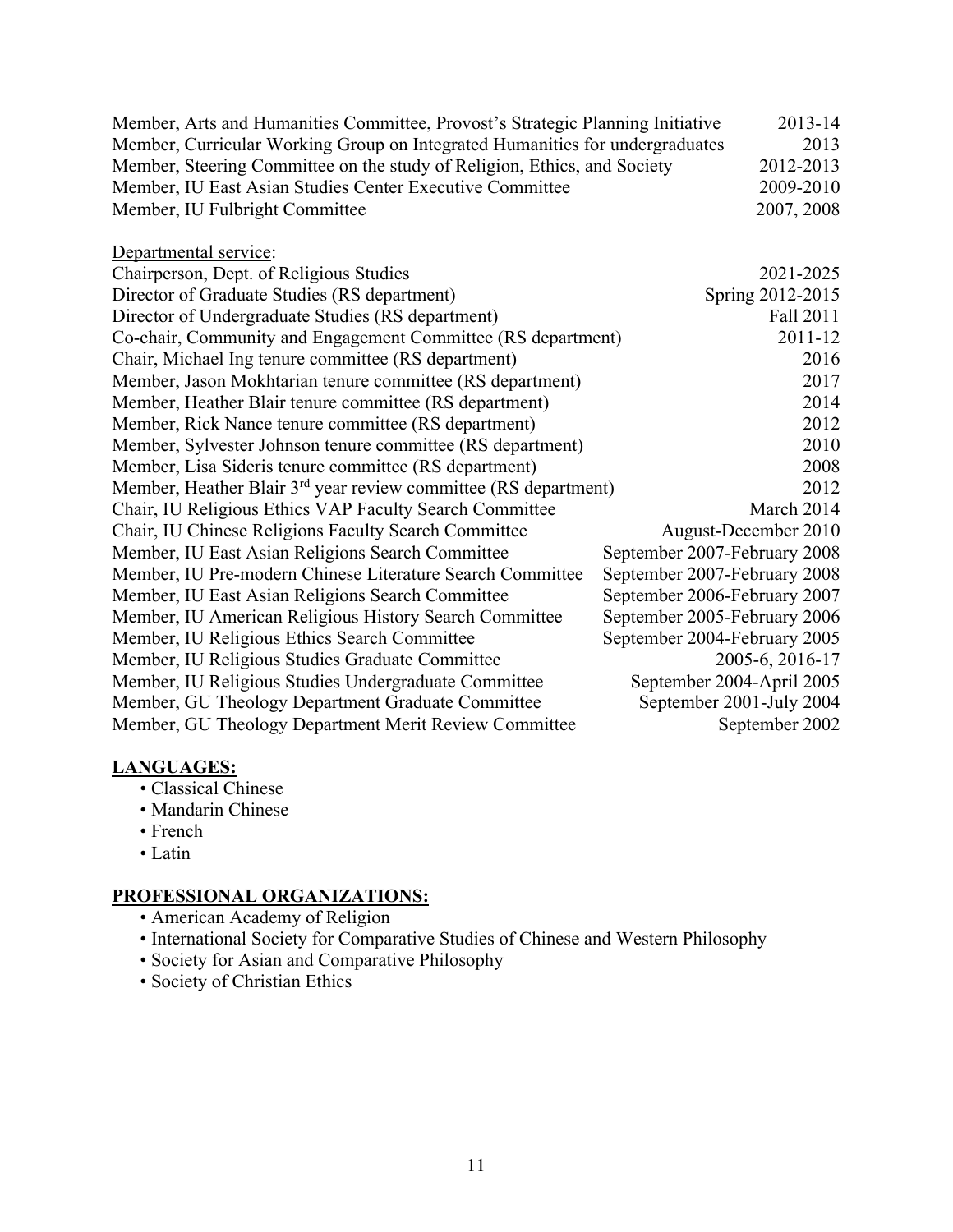Member, Arts and Humanities Committee, Provost's Strategic Planning Initiative 2013-14
Member, Curricular Working Group on Integrated Humanities for undergraduates 2013
Member, Steering Committee on the study of Religion, Ethics, and Society 2012-2013
Member, IU East Asian Studies Center Executive Committee 2009-2010
Member, IU Fulbright Committee 2007, 2008

Departmental service:

Chairperson, Dept. of Religious Studies 2021-2025
Director of Graduate Studies (RS department) Spring 2012-2015
Director of Undergraduate Studies (RS department) Fall 2011
Co-chair, Community and Engagement Committee (RS department) 2011-12
Chair, Michael Ing tenure committee (RS department) 2016
Member, Jason Mokhtarian tenure committee (RS department) 2017
Member, Heather Blair tenure committee (RS department) 2014
Member, Rick Nance tenure committee (RS department) 2012
Member, Sylvester Johnson tenure committee (RS department) 2010
Member, Lisa Sideris tenure committee (RS department) 2008
Member, Heather Blair 3rd year review committee (RS department) 2012
Chair, IU Religious Ethics VAP Faculty Search Committee March 2014
Chair, IU Chinese Religions Faculty Search Committee August-December 2010
Member, IU East Asian Religions Search Committee September 2007-February 2008
Member, IU Pre-modern Chinese Literature Search Committee September 2007-February 2008
Member, IU East Asian Religions Search Committee September 2006-February 2007
Member, IU American Religious History Search Committee September 2005-February 2006
Member, IU Religious Ethics Search Committee September 2004-February 2005
Member, IU Religious Studies Graduate Committee 2005-6, 2016-17
Member, IU Religious Studies Undergraduate Committee September 2004-April 2005
Member, GU Theology Department Graduate Committee September 2001-July 2004
Member, GU Theology Department Merit Review Committee September 2002

## LANGUAGES:

- Classical Chinese
- Mandarin Chinese
- French
- Latin

## PROFESSIONAL ORGANIZATIONS:

- American Academy of Religion
- International Society for Comparative Studies of Chinese and Western Philosophy
- Society for Asian and Comparative Philosophy
- Society of Christian Ethics